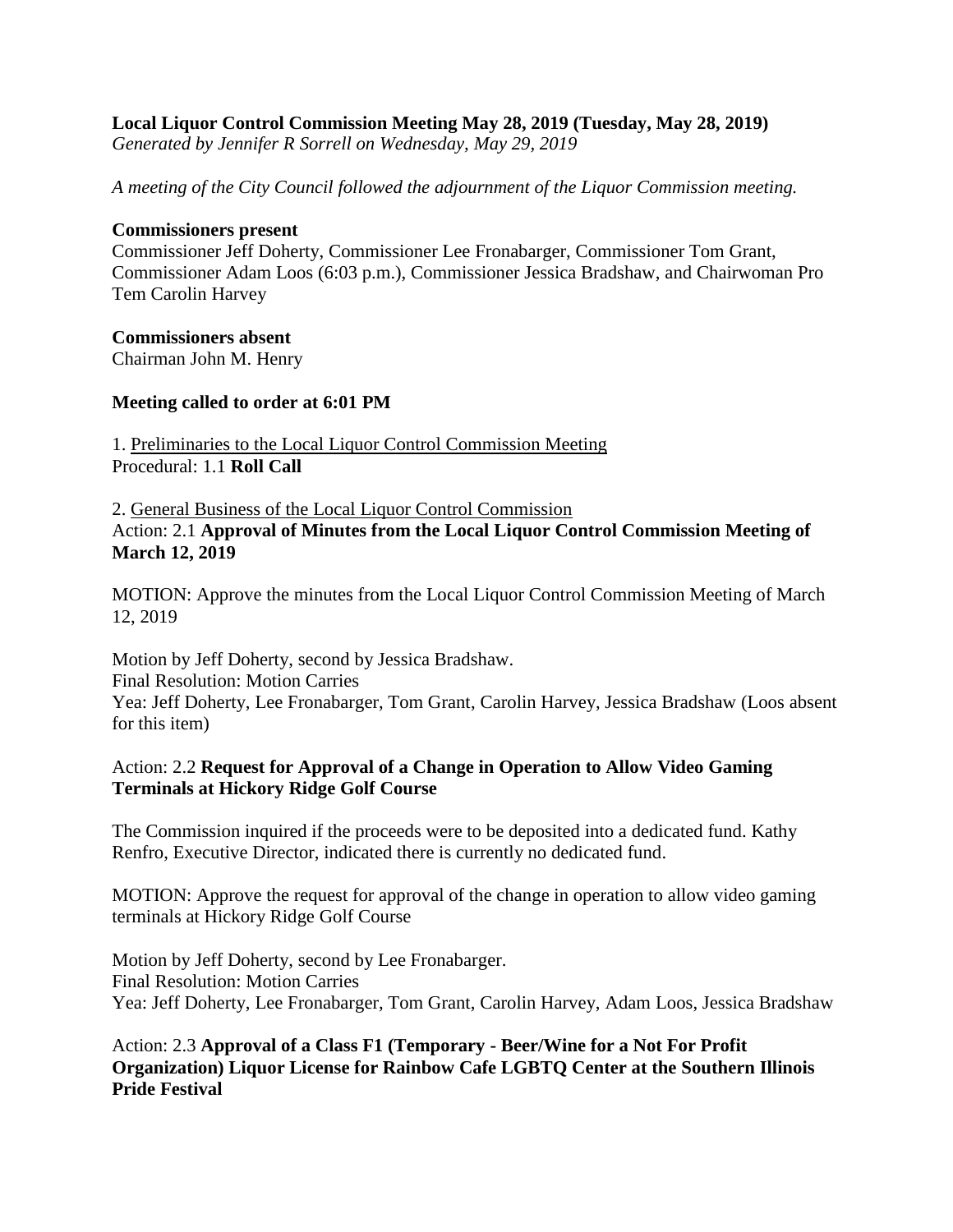**Local Liquor Control Commission Meeting May 28, 2019 (Tuesday, May 28, 2019)**
*Generated by Jennifer R Sorrell on Wednesday, May 29, 2019*

*A meeting of the City Council followed the adjournment of the Liquor Commission meeting.*

**Commissioners present**
Commissioner Jeff Doherty, Commissioner Lee Fronabarger, Commissioner Tom Grant, Commissioner Adam Loos (6:03 p.m.), Commissioner Jessica Bradshaw, and Chairwoman Pro Tem Carolin Harvey

**Commissioners absent**
Chairman John M. Henry

**Meeting called to order at 6:01 PM**

1. Preliminaries to the Local Liquor Control Commission Meeting
Procedural: 1.1 **Roll Call**

2. General Business of the Local Liquor Control Commission
Action: 2.1 **Approval of Minutes from the Local Liquor Control Commission Meeting of March 12, 2019**

MOTION: Approve the minutes from the Local Liquor Control Commission Meeting of March 12, 2019

Motion by Jeff Doherty, second by Jessica Bradshaw.
Final Resolution: Motion Carries
Yea: Jeff Doherty, Lee Fronabarger, Tom Grant, Carolin Harvey, Jessica Bradshaw (Loos absent for this item)

Action: 2.2 **Request for Approval of a Change in Operation to Allow Video Gaming Terminals at Hickory Ridge Golf Course**

The Commission inquired if the proceeds were to be deposited into a dedicated fund. Kathy Renfro, Executive Director, indicated there is currently no dedicated fund.

MOTION: Approve the request for approval of the change in operation to allow video gaming terminals at Hickory Ridge Golf Course

Motion by Jeff Doherty, second by Lee Fronabarger.
Final Resolution: Motion Carries
Yea: Jeff Doherty, Lee Fronabarger, Tom Grant, Carolin Harvey, Adam Loos, Jessica Bradshaw

Action: 2.3 **Approval of a Class F1 (Temporary - Beer/Wine for a Not For Profit Organization) Liquor License for Rainbow Cafe LGBTQ Center at the Southern Illinois Pride Festival**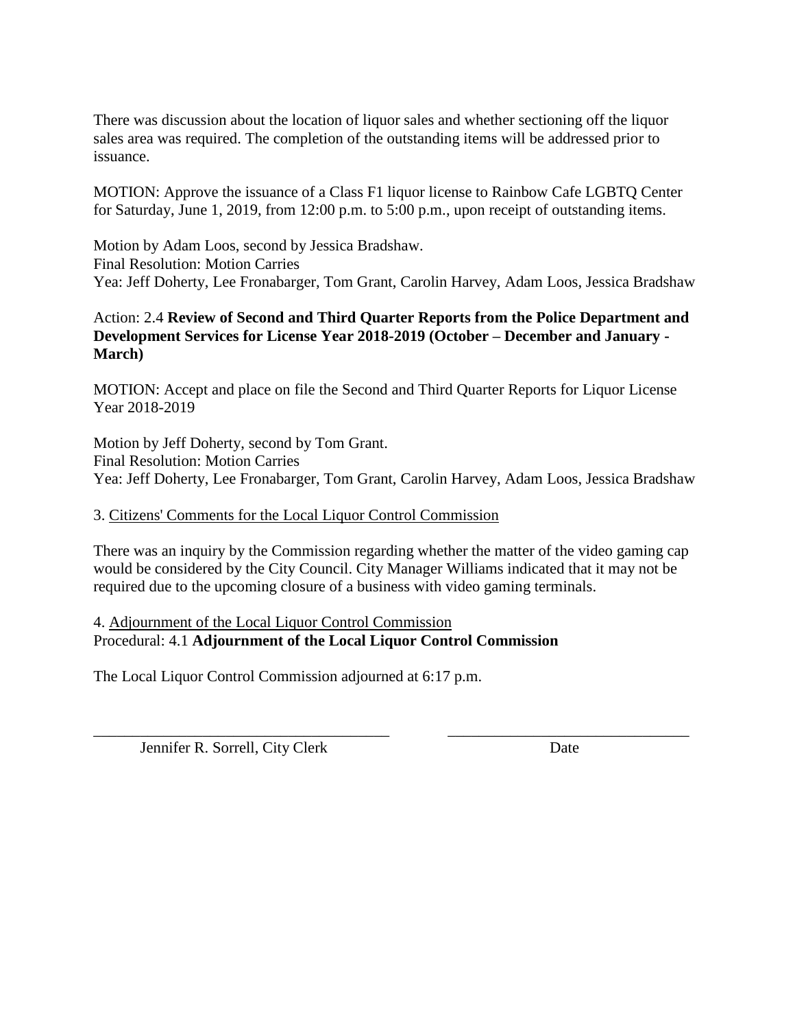There was discussion about the location of liquor sales and whether sectioning off the liquor sales area was required. The completion of the outstanding items will be addressed prior to issuance.

MOTION: Approve the issuance of a Class F1 liquor license to Rainbow Cafe LGBTQ Center for Saturday, June 1, 2019, from 12:00 p.m. to 5:00 p.m., upon receipt of outstanding items.

Motion by Adam Loos, second by Jessica Bradshaw.
Final Resolution: Motion Carries
Yea: Jeff Doherty, Lee Fronabarger, Tom Grant, Carolin Harvey, Adam Loos, Jessica Bradshaw

Action: 2.4 **Review of Second and Third Quarter Reports from the Police Department and Development Services for License Year 2018-2019 (October – December and January - March)**

MOTION: Accept and place on file the Second and Third Quarter Reports for Liquor License Year 2018-2019

Motion by Jeff Doherty, second by Tom Grant.
Final Resolution: Motion Carries
Yea: Jeff Doherty, Lee Fronabarger, Tom Grant, Carolin Harvey, Adam Loos, Jessica Bradshaw

3. Citizens' Comments for the Local Liquor Control Commission

There was an inquiry by the Commission regarding whether the matter of the video gaming cap would be considered by the City Council. City Manager Williams indicated that it may not be required due to the upcoming closure of a business with video gaming terminals.

4. Adjournment of the Local Liquor Control Commission
Procedural: 4.1 **Adjournment of the Local Liquor Control Commission**

The Local Liquor Control Commission adjourned at 6:17 p.m.

_______________________________________ _______________________________

Jennifer R. Sorrell, City Clerk Date